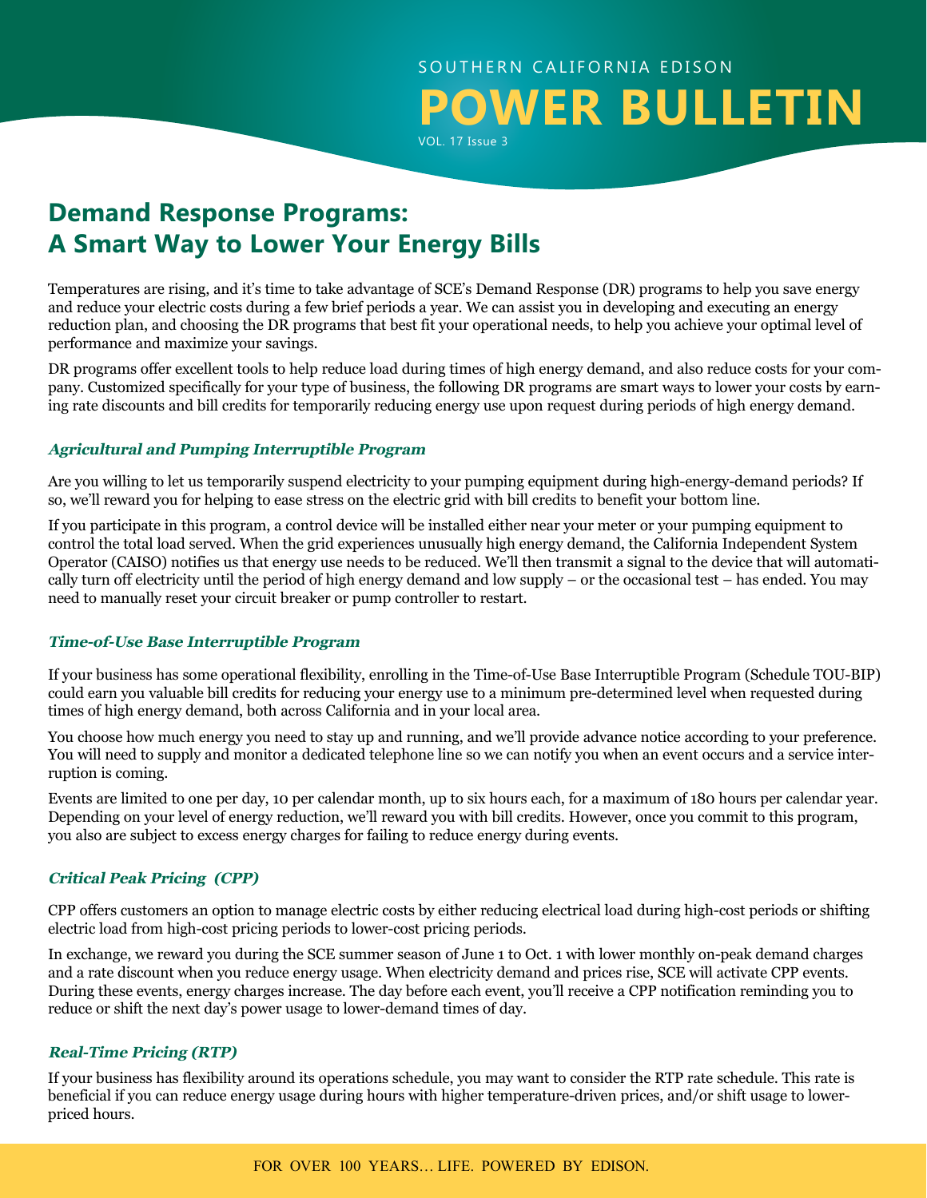SOUTHERN CALIFORNIA EDISON

# POWER BULLETIN

## Demand Response Programs: A Smart Way to Lower Your Energy Bills

Temperatures are rising, and it's time to take advantage of SCE's Demand Response (DR) programs to help you save energy and reduce your electric costs during a few brief periods a year. We can assist you in developing and executing an energy reduction plan, and choosing the DR programs that best fit your operational needs, to help you achieve your optimal level of performance and maximize your savings.

DR programs offer excellent tools to help reduce load during times of high energy demand, and also reduce costs for your company. Customized specifically for your type of business, the following DR programs are smart ways to lower your costs by earning rate discounts and bill credits for temporarily reducing energy use upon request during periods of high energy demand.

### *Agricultural and Pumping Interruptible Program*

Are you willing to let us temporarily suspend electricity to your pumping equipment during high-energy-demand periods? If so, we'll reward you for helping to ease stress on the electric grid with bill credits to benefit your bottom line.

If you participate in this program, a control device will be installed either near your meter or your pumping equipment to control the total load served. When the grid experiences unusually high energy demand, the California Independent System Operator (CAISO) notifies us that energy use needs to be reduced. We'll then transmit a signal to the device that will automatically turn off electricity until the period of high energy demand and low supply – or the occasional test – has ended. You may need to manually reset your circuit breaker or pump controller to restart.

### *Time-of-Use Base Interruptible Program*

If your business has some operational flexibility, enrolling in the Time-of-Use Base Interruptible Program (Schedule TOU-BIP) could earn you valuable bill credits for reducing your energy use to a minimum pre-determined level when requested during times of high energy demand, both across California and in your local area.

You choose how much energy you need to stay up and running, and we'll provide advance notice according to your preference. You will need to supply and monitor a dedicated telephone line so we can notify you when an event occurs and a service interruption is coming.

Events are limited to one per day, 10 per calendar month, up to six hours each, for a maximum of 180 hours per calendar year. Depending on your level of energy reduction, we'll reward you with bill credits. However, once you commit to this program, you also are subject to excess energy charges for failing to reduce energy during events.

### *Critical Peak Pricing (CPP)*

CPP offers customers an option to manage electric costs by either reducing electrical load during high-cost periods or shifting electric load from high-cost pricing periods to lower-cost pricing periods.

In exchange, we reward you during the SCE summer season of June 1 to Oct. 1 with lower monthly on-peak demand charges and a rate discount when you reduce energy usage. When electricity demand and prices rise, SCE will activate CPP events. During these events, energy charges increase. The day before each event, you'll receive a CPP notification reminding you to reduce or shift the next day's power usage to lower-demand times of day.

### *Real-Time Pricing (RTP)*

If your business has flexibility around its operations schedule, you may want to consider the RTP rate schedule. This rate is beneficial if you can reduce energy usage during hours with higher temperature-driven prices, and/or shift usage to lower-priced hours.

FOR OVER 100 YEARS… LIFE. POWERED BY EDISON.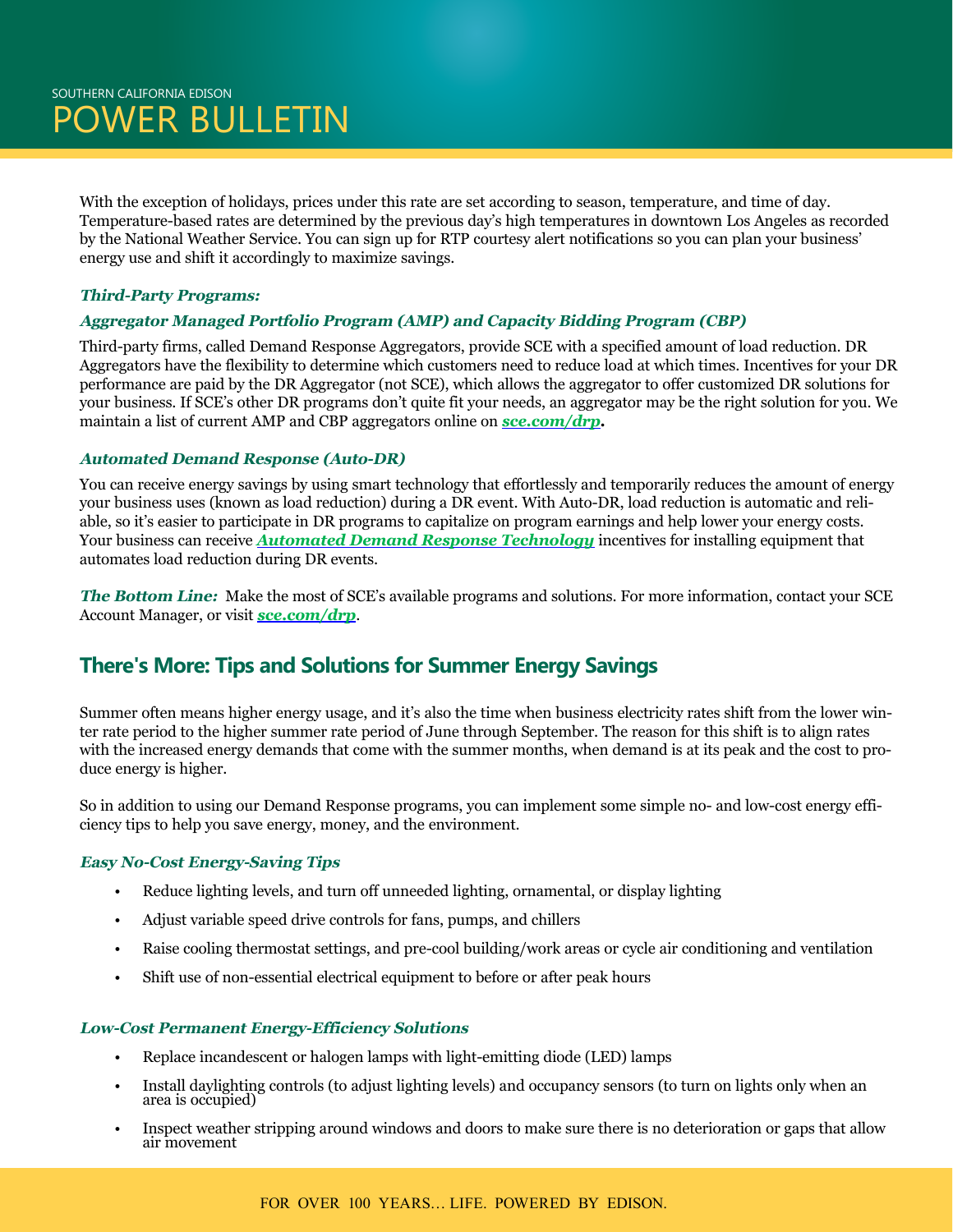With the exception of holidays, prices under this rate are set according to season, temperature, and time of day. Temperature-based rates are determined by the previous day's high temperatures in downtown Los Angeles as recorded by the National Weather Service. You can sign up for RTP courtesy alert notifications so you can plan your business' energy use and shift it accordingly to maximize savings.

***Third-Party Programs:***

***Aggregator Managed Portfolio Program (AMP) and Capacity Bidding Program (CBP)***

Third-party firms, called Demand Response Aggregators, provide SCE with a specified amount of load reduction. DR Aggregators have the flexibility to determine which customers need to reduce load at which times. Incentives for your DR performance are paid by the DR Aggregator (not SCE), which allows the aggregator to offer customized DR solutions for your business. If SCE's other DR programs don't quite fit your needs, an aggregator may be the right solution for you. We maintain a list of current AMP and CBP aggregators online on ***sce.com/drp*****.**

***Automated Demand Response (Auto-DR)***

You can receive energy savings by using smart technology that effortlessly and temporarily reduces the amount of energy your business uses (known as load reduction) during a DR event. With Auto-DR, load reduction is automatic and reliable, so it's easier to participate in DR programs to capitalize on program earnings and help lower your energy costs. Your business can receive ***Automated Demand Response Technology*** incentives for installing equipment that automates load reduction during DR events.

***The Bottom Line:*** Make the most of SCE's available programs and solutions. For more information, contact your SCE Account Manager, or visit ***sce.com/drp***.

## There's More: Tips and Solutions for Summer Energy Savings

Summer often means higher energy usage, and it's also the time when business electricity rates shift from the lower winter rate period to the higher summer rate period of June through September. The reason for this shift is to align rates with the increased energy demands that come with the summer months, when demand is at its peak and the cost to produce energy is higher.

So in addition to using our Demand Response programs, you can implement some simple no- and low-cost energy efficiency tips to help you save energy, money, and the environment.

***Easy No-Cost Energy-Saving Tips***

- Reduce lighting levels, and turn off unneeded lighting, ornamental, or display lighting
- Adjust variable speed drive controls for fans, pumps, and chillers
- Raise cooling thermostat settings, and pre-cool building/work areas or cycle air conditioning and ventilation
- Shift use of non-essential electrical equipment to before or after peak hours

***Low-Cost Permanent Energy-Efficiency Solutions***

- Replace incandescent or halogen lamps with light-emitting diode (LED) lamps
- Install daylighting controls (to adjust lighting levels) and occupancy sensors (to turn on lights only when an area is occupied)
- Inspect weather stripping around windows and doors to make sure there is no deterioration or gaps that allow air movement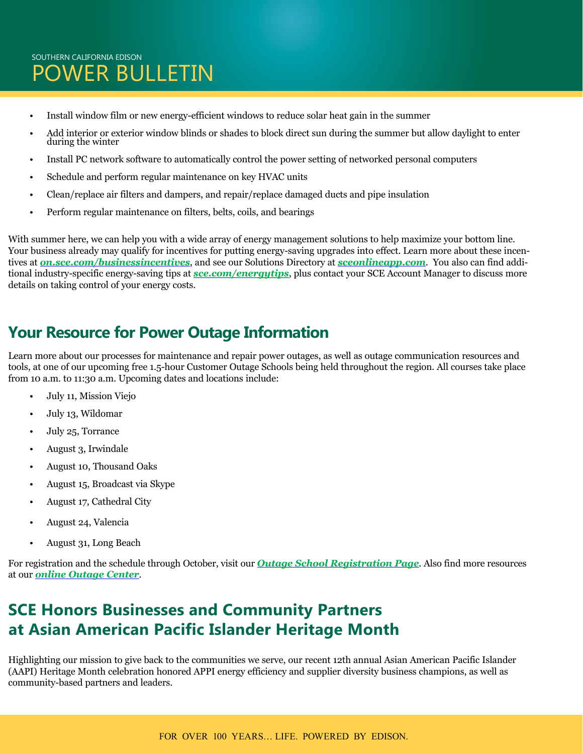- Install window film or new energy-efficient windows to reduce solar heat gain in the summer
- Add interior or exterior window blinds or shades to block direct sun during the summer but allow daylight to enter during the winter
- Install PC network software to automatically control the power setting of networked personal computers
- Schedule and perform regular maintenance on key HVAC units
- Clean/replace air filters and dampers, and repair/replace damaged ducts and pipe insulation
- Perform regular maintenance on filters, belts, coils, and bearings

With summer here, we can help you with a wide array of energy management solutions to help maximize your bottom line. Your business already may qualify for incentives for putting energy-saving upgrades into effect. Learn more about these incentives at ***on.sce.com/businessincentives***, and see our Solutions Directory at ***sceonlineapp.com***. You also can find additional industry-specific energy-saving tips at ***sce.com/energytips***, plus contact your SCE Account Manager to discuss more details on taking control of your energy costs.

## Your Resource for Power Outage Information

Learn more about our processes for maintenance and repair power outages, as well as outage communication resources and tools, at one of our upcoming free 1.5-hour Customer Outage Schools being held throughout the region. All courses take place from 10 a.m. to 11:30 a.m. Upcoming dates and locations include:

- July 11, Mission Viejo
- July 13, Wildomar
- July 25, Torrance
- August 3, Irwindale
- August 10, Thousand Oaks
- August 15, Broadcast via Skype
- August 17, Cathedral City
- August 24, Valencia
- August 31, Long Beach

For registration and the schedule through October, visit our ***Outage School Registration Page***. Also find more resources at our ***online Outage Center***.

## SCE Honors Businesses and Community Partners at Asian American Pacific Islander Heritage Month

Highlighting our mission to give back to the communities we serve, our recent 12th annual Asian American Pacific Islander (AAPI) Heritage Month celebration honored APPI energy efficiency and supplier diversity business champions, as well as community-based partners and leaders.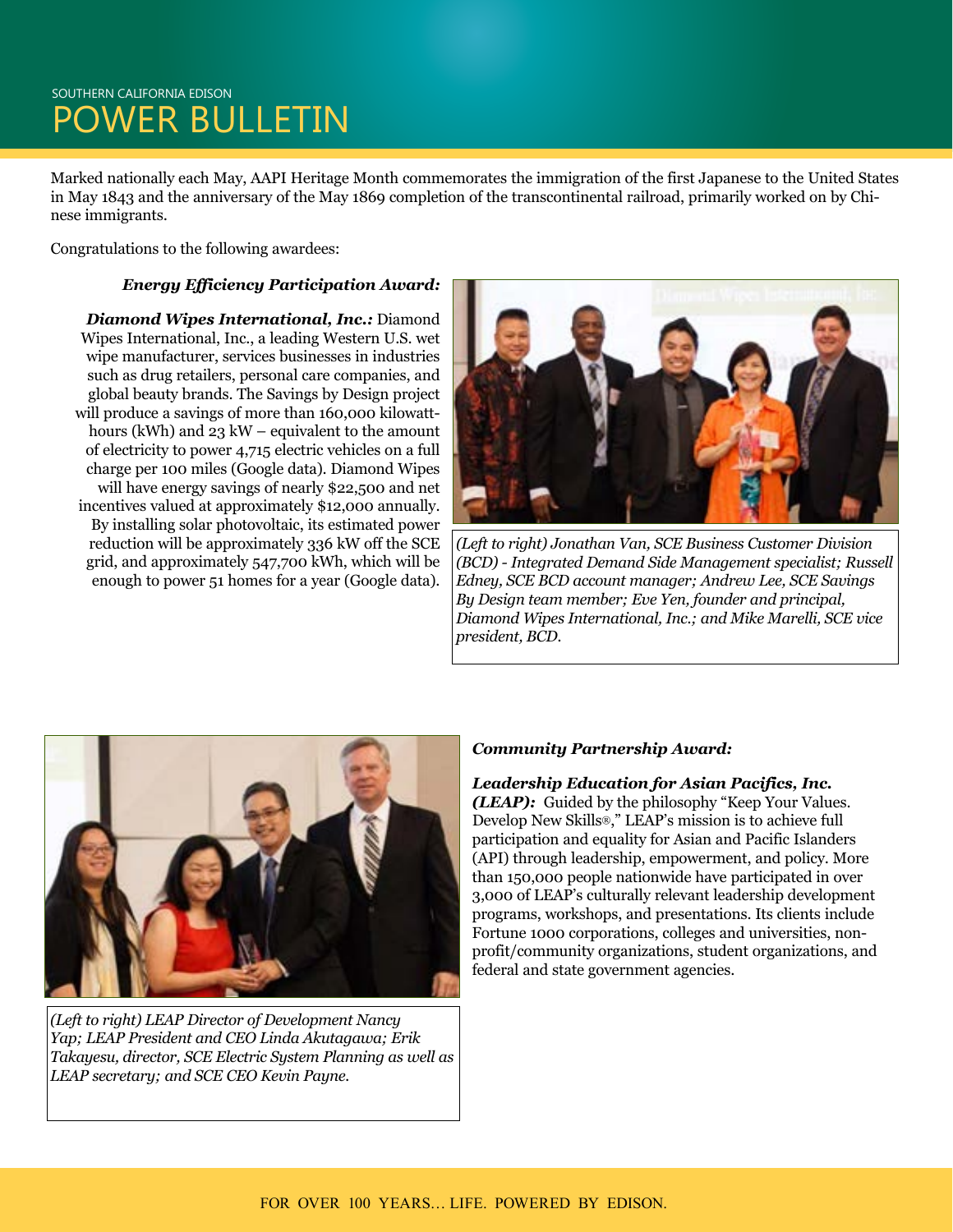Marked nationally each May, AAPI Heritage Month commemorates the immigration of the first Japanese to the United States in May 1843 and the anniversary of the May 1869 completion of the transcontinental railroad, primarily worked on by Chinese immigrants.

Congratulations to the following awardees:

***Energy Efficiency Participation Award:***

***Diamond Wipes International, Inc.:*** Diamond Wipes International, Inc., a leading Western U.S. wet wipe manufacturer, services businesses in industries such as drug retailers, personal care companies, and global beauty brands. The Savings by Design project will produce a savings of more than 160,000 kilowatt-hours (kWh) and 23 kW – equivalent to the amount of electricity to power 4,715 electric vehicles on a full charge per 100 miles (Google data). Diamond Wipes will have energy savings of nearly $22,500 and net incentives valued at approximately $12,000 annually. By installing solar photovoltaic, its estimated power reduction will be approximately 336 kW off the SCE grid, and approximately 547,700 kWh, which will be enough to power 51 homes for a year (Google data).

*(Left to right) Jonathan Van, SCE Business Customer Division (BCD) - Integrated Demand Side Management specialist; Russell Edney, SCE BCD account manager; Andrew Lee, SCE Savings By Design team member; Eve Yen, founder and principal, Diamond Wipes International, Inc.; and Mike Marelli, SCE vice president, BCD.*

***Community Partnership Award:***

***Leadership Education for Asian Pacifics, Inc. (LEAP):*** Guided by the philosophy "Keep Your Values. Develop New Skills®," LEAP's mission is to achieve full participation and equality for Asian and Pacific Islanders (API) through leadership, empowerment, and policy. More than 150,000 people nationwide have participated in over 3,000 of LEAP's culturally relevant leadership development programs, workshops, and presentations. Its clients include Fortune 1000 corporations, colleges and universities, non-profit/community organizations, student organizations, and federal and state government agencies.

*(Left to right) LEAP Director of Development Nancy Yap; LEAP President and CEO Linda Akutagawa; Erik Takayesu, director, SCE Electric System Planning as well as LEAP secretary; and SCE CEO Kevin Payne.*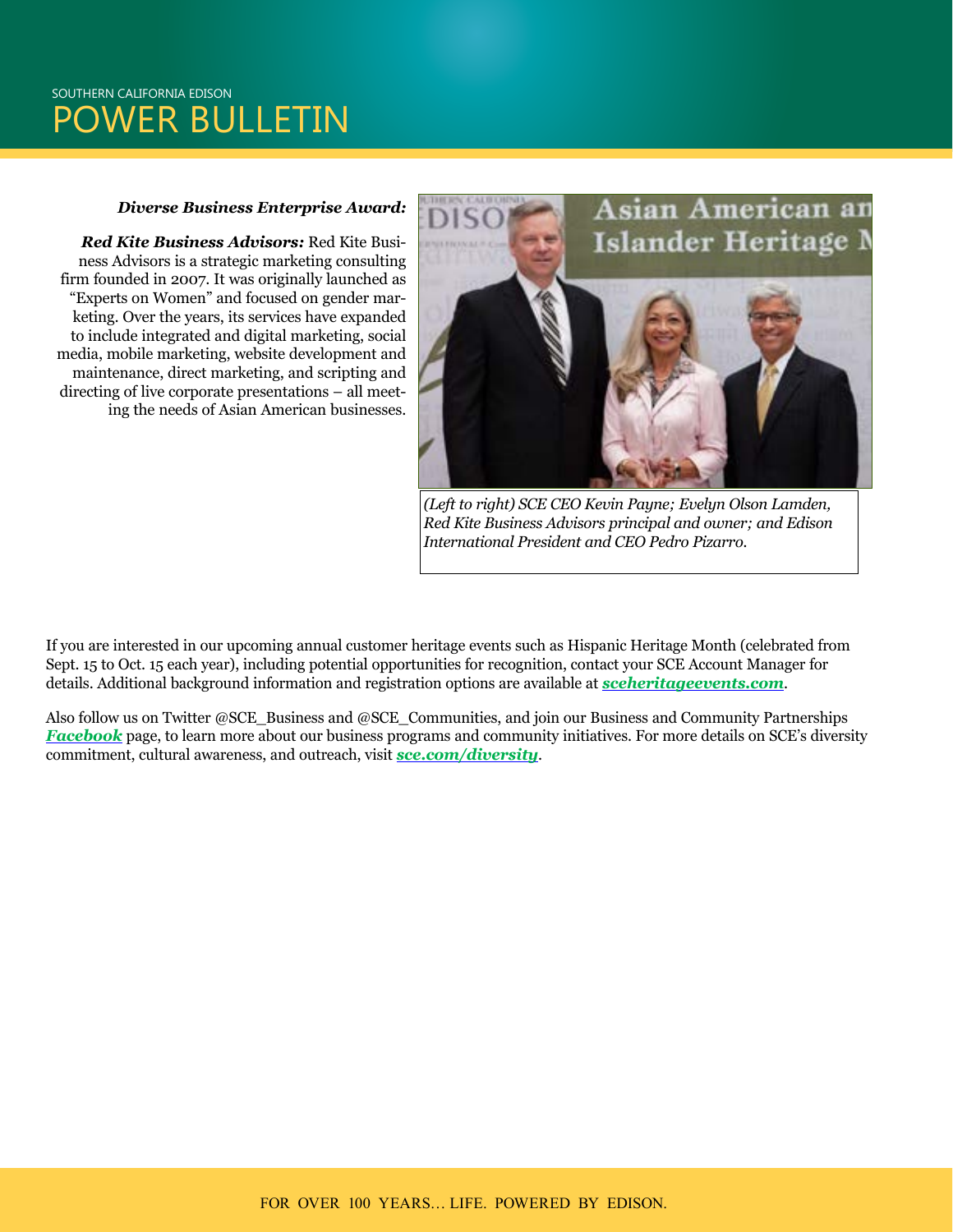***Diverse Business Enterprise Award:***

***Red Kite Business Advisors:*** Red Kite Business Advisors is a strategic marketing consulting firm founded in 2007. It was originally launched as "Experts on Women" and focused on gender marketing. Over the years, its services have expanded to include integrated and digital marketing, social media, mobile marketing, website development and maintenance, direct marketing, and scripting and directing of live corporate presentations – all meeting the needs of Asian American businesses.

*(Left to right) SCE CEO Kevin Payne; Evelyn Olson Lamden, Red Kite Business Advisors principal and owner; and Edison International President and CEO Pedro Pizarro.*

If you are interested in our upcoming annual customer heritage events such as Hispanic Heritage Month (celebrated from Sept. 15 to Oct. 15 each year), including potential opportunities for recognition, contact your SCE Account Manager for details. Additional background information and registration options are available at ***sceheritageevents.com***.

Also follow us on Twitter @SCE_Business and @SCE_Communities, and join our Business and Community Partnerships ***Facebook*** page, to learn more about our business programs and community initiatives. For more details on SCE's diversity commitment, cultural awareness, and outreach, visit ***sce.com/diversity***.